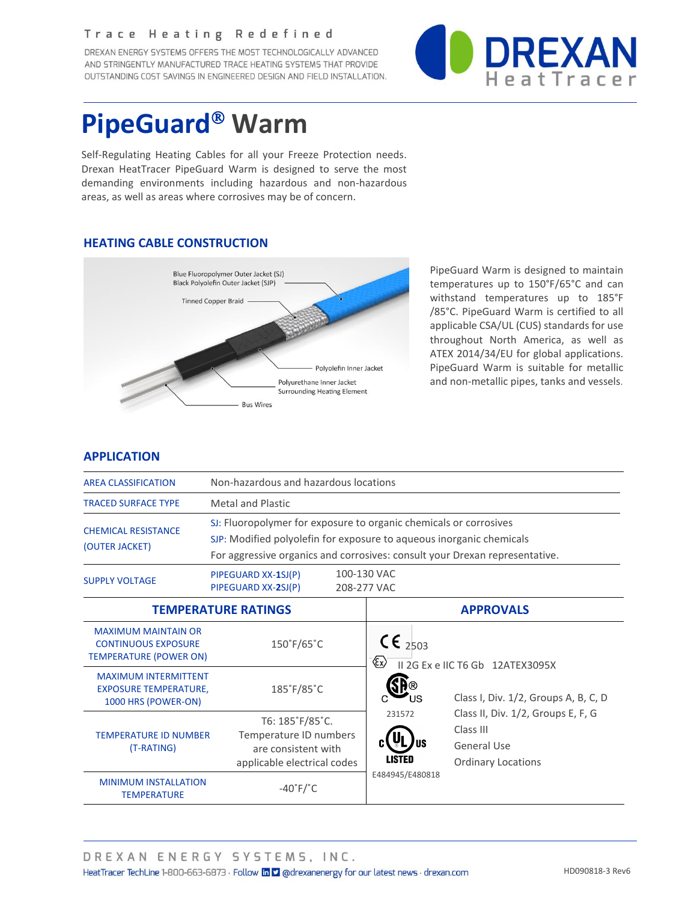Trace Heating Redefined

DREXAN ENERGY SYSTEMS OFFERS THE MOST TECHNOLOGICALLY ADVANCED AND STRINGENTLY MANUFACTURED TRACE HEATING SYSTEMS THAT PROVIDE OUTSTANDING COST SAVINGS IN ENGINEERED DESIGN AND FIELD INSTALLATION.

DREXAN HeatTracer

# PipeGuard® Warm

Self-Regulating Heating Cables for all your Freeze Protection needs. Drexan HeatTracer PipeGuard Warm is designed to serve the most demanding environments including hazardous and non-hazardous areas, as well as areas where corrosives may be of concern.

## HEATING CABLE CONSTRUCTION

Blue Fluoropolymer Outer Jacket (SJ)
Black Polyolefin Outer Jacket (SJP)
Tinned Copper Braid
Polyolefin Inner Jacket
Polyurethane Inner Jacket Surrounding Heating Element
Bus Wires

PipeGuard Warm is designed to maintain temperatures up to 150°F/65°C and can withstand temperatures up to 185°F /85°C. PipeGuard Warm is certified to all applicable CSA/UL (CUS) standards for use throughout North America, as well as ATEX 2014/34/EU for global applications. PipeGuard Warm is suitable for metallic and non-metallic pipes, tanks and vessels.

## APPLICATION

| | |
|---|---|
| AREA CLASSIFICATION | Non-hazardous and hazardous locations |
| TRACED SURFACE TYPE | Metal and Plastic |
| CHEMICAL RESISTANCE (OUTER JACKET) | SJ: Fluoropolymer for exposure to organic chemicals or corrosives<br>SJP: Modified polyolefin for exposure to aqueous inorganic chemicals<br>For aggressive organics and corrosives: consult your Drexan representative. |
| SUPPLY VOLTAGE | PIPEGUARD XX-**1**SJ(P) 100-130 VAC<br>PIPEGUARD XX-**2**SJ(P) 208-277 VAC |

| TEMPERATURE RATINGS | | APPROVALS |
|---|---|---|
| MAXIMUM MAINTAIN OR CONTINUOUS EXPOSURE TEMPERATURE (POWER ON) | 150˚F/65˚C | CE 2503<br>Ex II 2G Ex e IIC T6 Gb 12ATEX3095X |
| MAXIMUM INTERMITTENT EXPOSURE TEMPERATURE, 1000 HRS (POWER-ON) | 185˚F/85˚C | CSA C US 231572<br>c UL us LISTED E484945/E480818<br>Class I, Div. 1/2, Groups A, B, C, D<br>Class II, Div. 1/2, Groups E, F, G<br>Class III<br>General Use<br>Ordinary Locations |
| TEMPERATURE ID NUMBER (T-RATING) | T6: 185˚F/85˚C. Temperature ID numbers are consistent with applicable electrical codes | |
| MINIMUM INSTALLATION TEMPERATURE | -40˚F/˚C | |

DREXAN ENERGY SYSTEMS, INC.
HeatTracer TechLine 1-800-663-6873 · Follow @drexanenergy for our latest news · drexan.com

HD090818-3 Rev6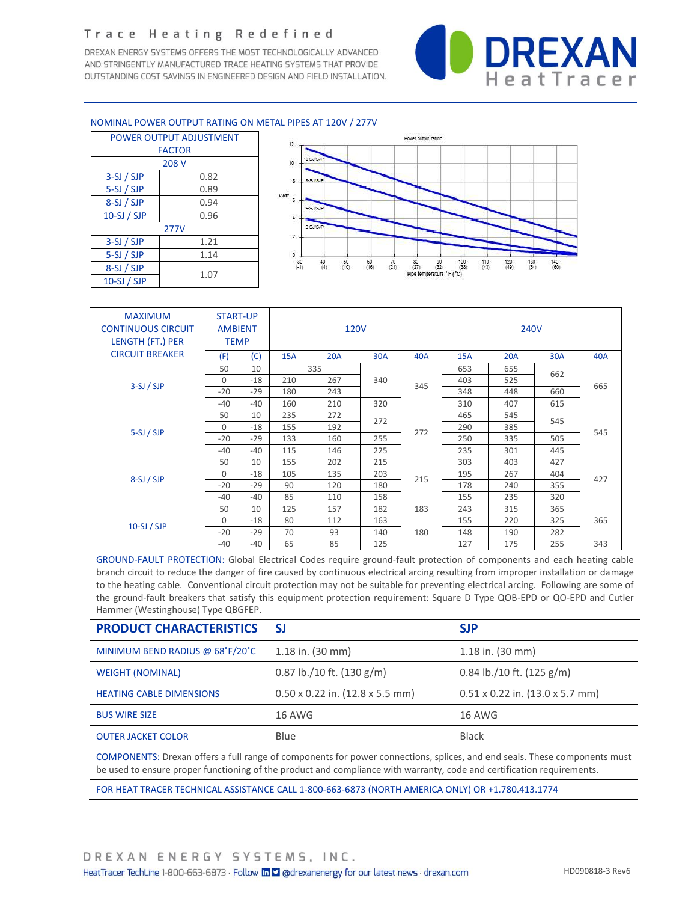Trace Heating Redefined

DREXAN ENERGY SYSTEMS OFFERS THE MOST TECHNOLOGICALLY ADVANCED AND STRINGENTLY MANUFACTURED TRACE HEATING SYSTEMS THAT PROVIDE OUTSTANDING COST SAVINGS IN ENGINEERED DESIGN AND FIELD INSTALLATION.

DREXAN HeatTracer

## NOMINAL POWER OUTPUT RATING ON METAL PIPES AT 120V / 277V

| POWER OUTPUT ADJUSTMENT FACTOR | |
|---|---|
| 208 V | |
| 3-SJ / SJP | 0.82 |
| 5-SJ / SJP | 0.89 |
| 8-SJ / SJP | 0.94 |
| 10-SJ / SJP | 0.96 |
| 277V | |
| 3-SJ / SJP | 1.21 |
| 5-SJ / SJP | 1.14 |
| 8-SJ / SJP | 1.07 |
| 10-SJ / SJP | 1.07 |

Power output rating

W/ft

12
10
8
6
4
2
0

10-SJ/SJP
8-SJ/SJP
5-SJ/SJP
3-SJ/SJP

30 (-1) 40 (4) 50 (10) 60 (16) 70 (21) 80 (27) 90 (32) 100 (38) 110 (43) 120 (49) 130 (54) 140 (60)

Pipe temperature °F (°C)

| MAXIMUM CONTINUOUS CIRCUIT LENGTH (FT.) PER CIRCUIT BREAKER | START-UP AMBIENT TEMP | | 120V | | | | 240V | | | |
|---|---|---|---|---|---|---|---|---|---|---|
| | (F) | (C) | 15A | 20A | 30A | 40A | 15A | 20A | 30A | 40A |
| 3-SJ / SJP | 50 | 10 | 335 | 335 | 340 | 345 | 653 | 655 | 662 | 665 |
| | 0 | -18 | 210 | 267 | 340 | 345 | 403 | 525 | 662 | 665 |
| | -20 | -29 | 180 | 243 | 340 | 345 | 348 | 448 | 660 | 665 |
| | -40 | -40 | 160 | 210 | 320 | 345 | 310 | 407 | 615 | 665 |
| 5-SJ / SJP | 50 | 10 | 235 | 272 | 272 | 272 | 465 | 545 | 545 | 545 |
| | 0 | -18 | 155 | 192 | 272 | 272 | 290 | 385 | 545 | 545 |
| | -20 | -29 | 133 | 160 | 255 | 272 | 250 | 335 | 505 | 545 |
| | -40 | -40 | 115 | 146 | 225 | 272 | 235 | 301 | 445 | 545 |
| 8-SJ / SJP | 50 | 10 | 155 | 202 | 215 | 215 | 303 | 403 | 427 | 427 |
| | 0 | -18 | 105 | 135 | 203 | 215 | 195 | 267 | 404 | 427 |
| | -20 | -29 | 90 | 120 | 180 | 215 | 178 | 240 | 355 | 427 |
| | -40 | -40 | 85 | 110 | 158 | 215 | 155 | 235 | 320 | 427 |
| 10-SJ / SJP | 50 | 10 | 125 | 157 | 182 | 183 | 243 | 315 | 365 | 365 |
| | 0 | -18 | 80 | 112 | 163 | 180 | 155 | 220 | 325 | 365 |
| | -20 | -29 | 70 | 93 | 140 | 180 | 148 | 190 | 282 | 365 |
| | -40 | -40 | 65 | 85 | 125 | 180 | 127 | 175 | 255 | 343 |

GROUND-FAULT PROTECTION: Global Electrical Codes require ground-fault protection of components and each heating cable branch circuit to reduce the danger of fire caused by continuous electrical arcing resulting from improper installation or damage to the heating cable. Conventional circuit protection may not be suitable for preventing electrical arcing. Following are some of the ground-fault breakers that satisfy this equipment protection requirement: Square D Type QOB-EPD or QO-EPD and Cutler Hammer (Westinghouse) Type QBGFEP.

| PRODUCT CHARACTERISTICS | SJ | SJP |
|---|---|---|
| MINIMUM BEND RADIUS @ 68˚F/20˚C | 1.18 in. (30 mm) | 1.18 in. (30 mm) |
| WEIGHT (NOMINAL) | 0.87 lb./10 ft. (130 g/m) | 0.84 lb./10 ft. (125 g/m) |
| HEATING CABLE DIMENSIONS | 0.50 x 0.22 in. (12.8 x 5.5 mm) | 0.51 x 0.22 in. (13.0 x 5.7 mm) |
| BUS WIRE SIZE | 16 AWG | 16 AWG |
| OUTER JACKET COLOR | Blue | Black |

COMPONENTS: Drexan offers a full range of components for power connections, splices, and end seals. These components must be used to ensure proper functioning of the product and compliance with warranty, code and certification requirements.

FOR HEAT TRACER TECHNICAL ASSISTANCE CALL 1-800-663-6873 (NORTH AMERICA ONLY) OR +1.780.413.1774

DREXAN ENERGY SYSTEMS, INC.

HeatTracer TechLine 1-800-663-6873 · Follow @drexanenergy for our latest news · drexan.com

HD090818-3 Rev6